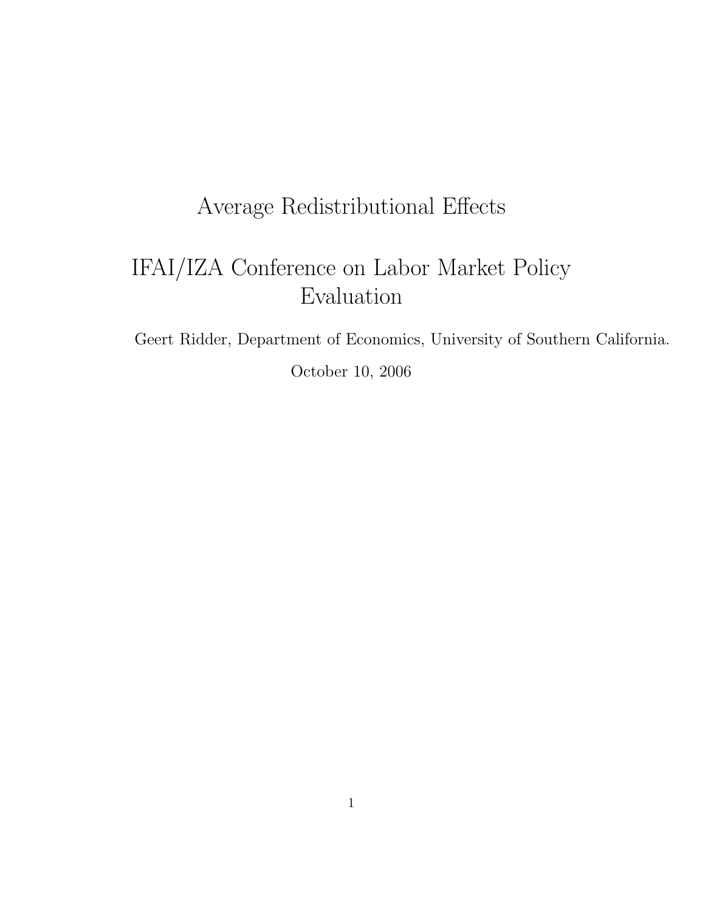# Average Redistributional Effects

# IFAI/IZA Conference on Labor Market Policy Evaluation

Geert Ridder, Department of Economics, University of Southern California.

October 10, 2006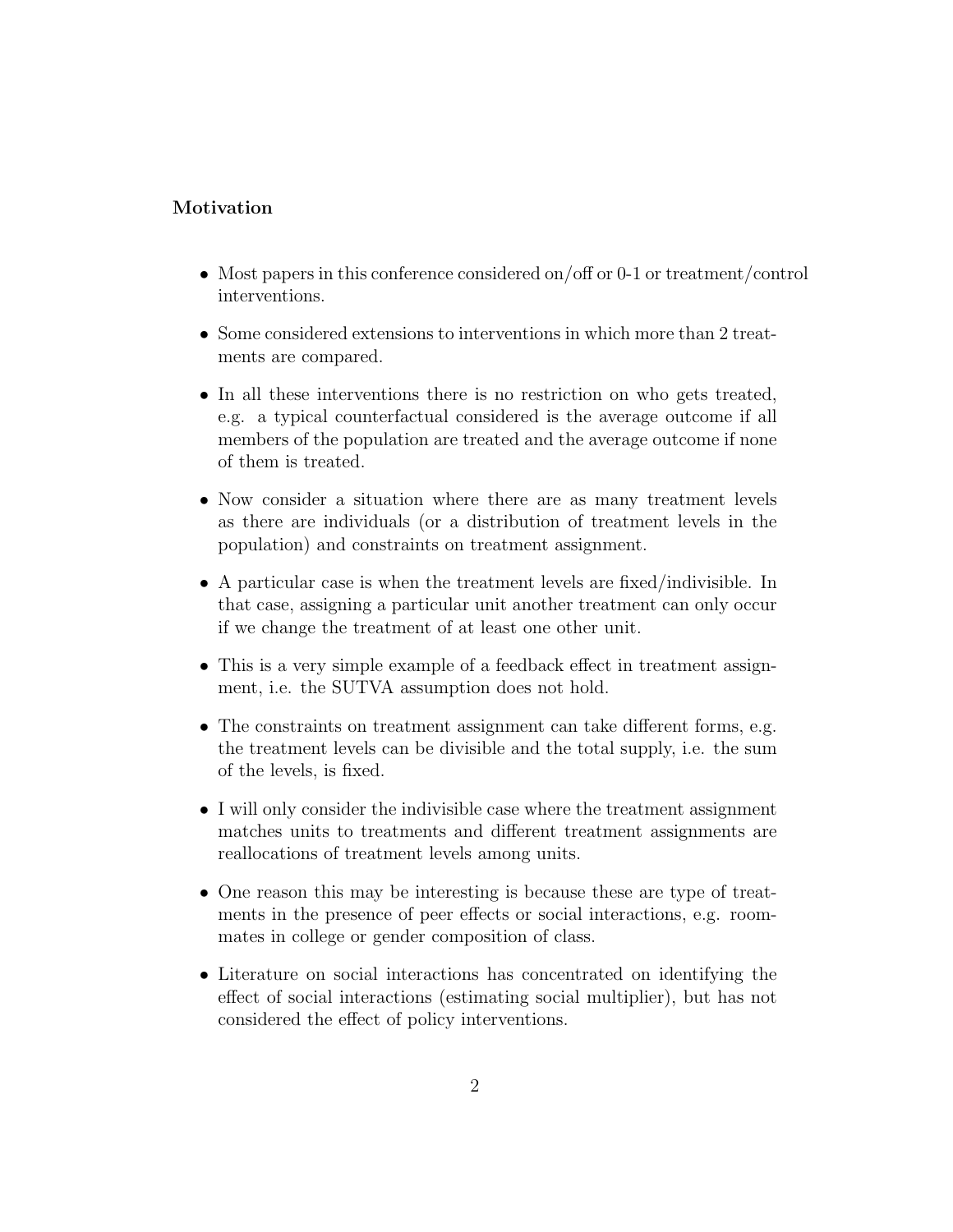**Motivation**

- Most papers in this conference considered on/off or 0-1 or treatment/control interventions.
- Some considered extensions to interventions in which more than 2 treatments are compared.
- In all these interventions there is no restriction on who gets treated, e.g. a typical counterfactual considered is the average outcome if all members of the population are treated and the average outcome if none of them is treated.
- Now consider a situation where there are as many treatment levels as there are individuals (or a distribution of treatment levels in the population) and constraints on treatment assignment.
- A particular case is when the treatment levels are fixed/indivisible. In that case, assigning a particular unit another treatment can only occur if we change the treatment of at least one other unit.
- This is a very simple example of a feedback effect in treatment assignment, i.e. the SUTVA assumption does not hold.
- The constraints on treatment assignment can take different forms, e.g. the treatment levels can be divisible and the total supply, i.e. the sum of the levels, is fixed.
- I will only consider the indivisible case where the treatment assignment matches units to treatments and different treatment assignments are reallocations of treatment levels among units.
- One reason this may be interesting is because these are type of treatments in the presence of peer effects or social interactions, e.g. roommates in college or gender composition of class.
- Literature on social interactions has concentrated on identifying the effect of social interactions (estimating social multiplier), but has not considered the effect of policy interventions.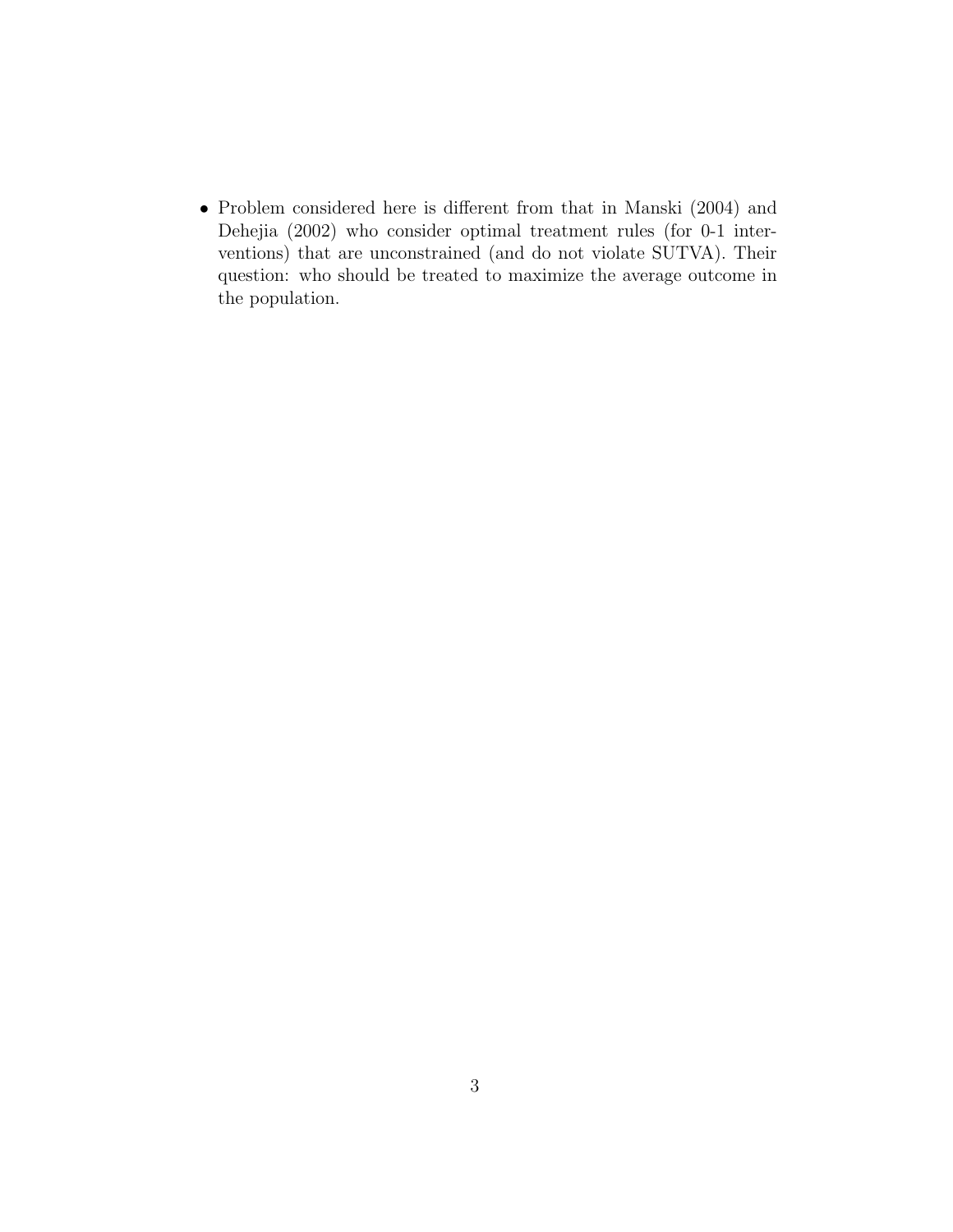- Problem considered here is different from that in Manski (2004) and Dehejia (2002) who consider optimal treatment rules (for 0-1 interventions) that are unconstrained (and do not violate SUTVA). Their question: who should be treated to maximize the average outcome in the population.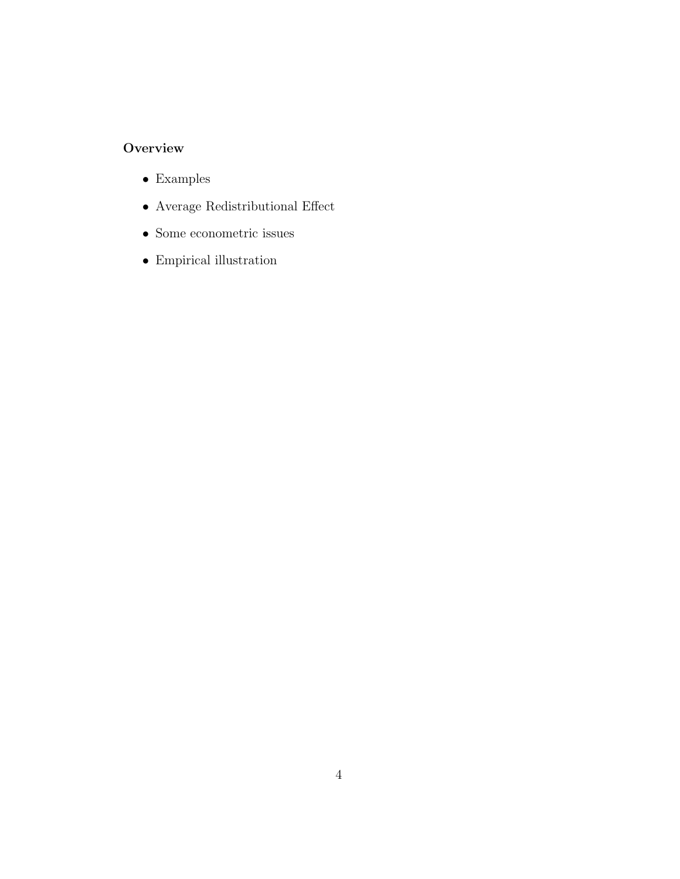**Overview**

- Examples
- Average Redistributional Effect
- Some econometric issues
- Empirical illustration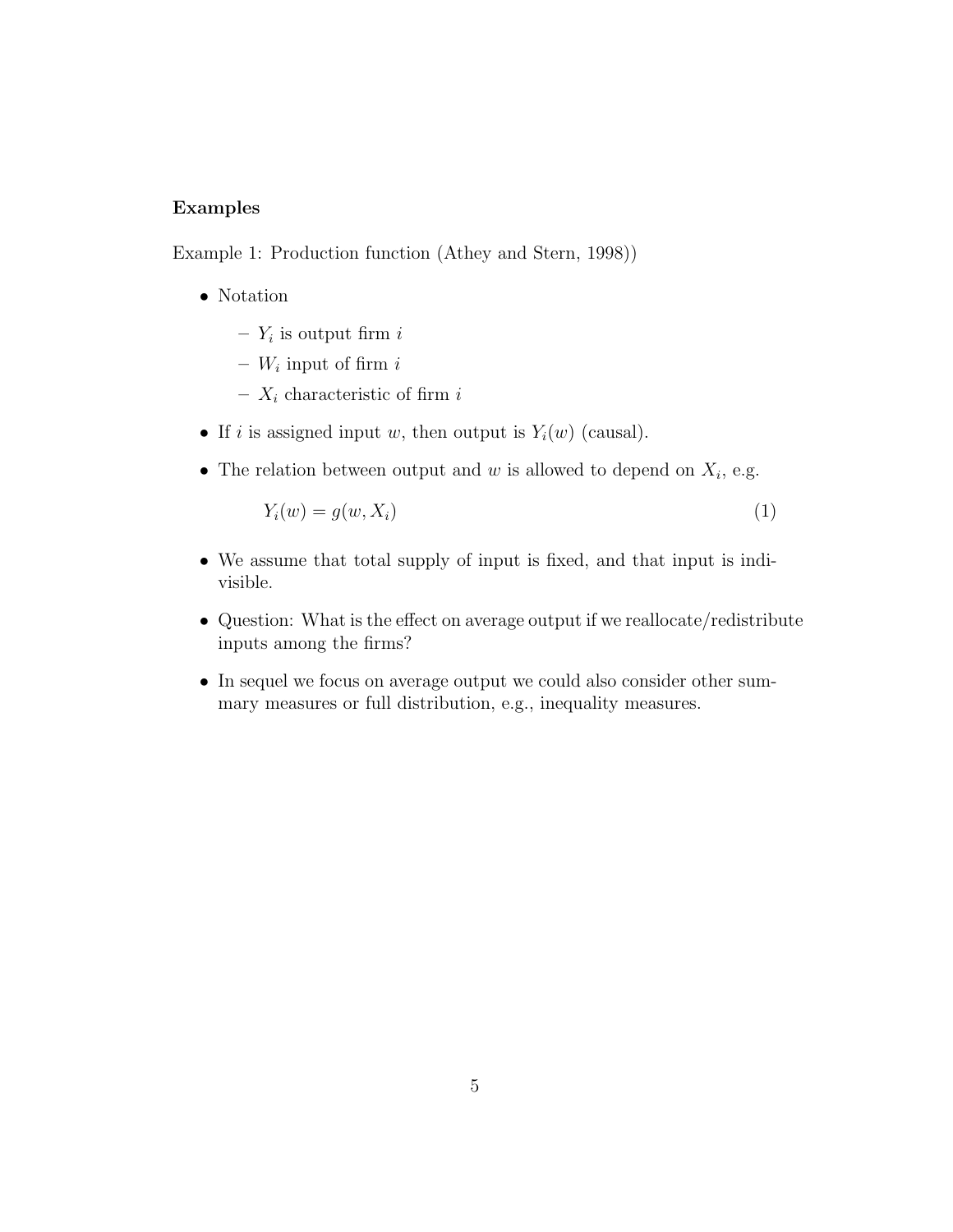**Examples**

Example 1: Production function (Athey and Stern, 1998))

- Notation
  - $Y_i$ is output firm $i$
  - $W_i$ input of firm $i$
  - $X_i$ characteristic of firm $i$
- If $i$ is assigned input $w$, then output is $Y_i(w)$ (causal).
- The relation between output and $w$ is allowed to depend on $X_i$, e.g.

$$Y_i(w) = g(w, X_i) \tag{1}$$

- We assume that total supply of input is fixed, and that input is indivisible.
- Question: What is the effect on average output if we reallocate/redistribute inputs among the firms?
- In sequel we focus on average output we could also consider other summary measures or full distribution, e.g., inequality measures.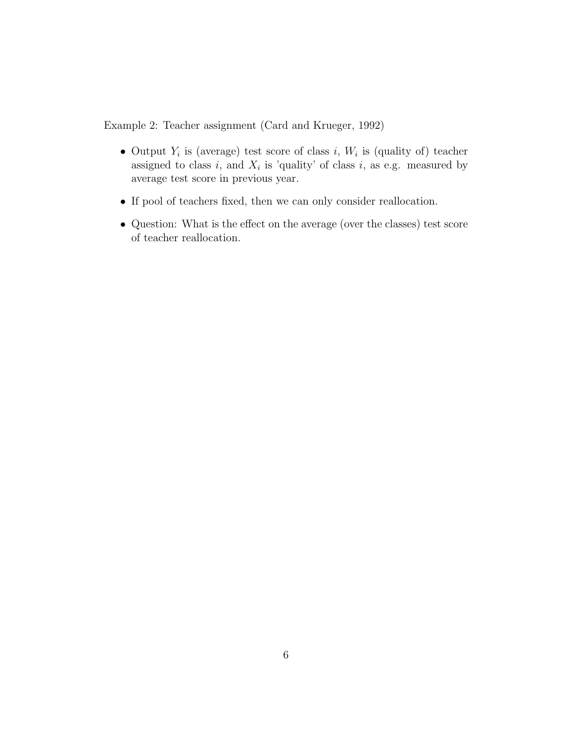Example 2: Teacher assignment (Card and Krueger, 1992)

- Output $Y_i$ is (average) test score of class $i$, $W_i$ is (quality of) teacher assigned to class $i$, and $X_i$ is 'quality' of class $i$, as e.g. measured by average test score in previous year.
- If pool of teachers fixed, then we can only consider reallocation.
- Question: What is the effect on the average (over the classes) test score of teacher reallocation.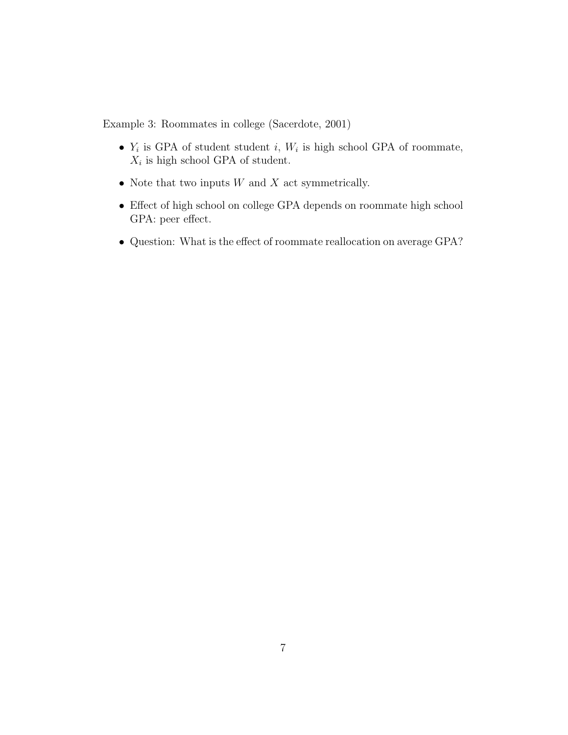Example 3: Roommates in college (Sacerdote, 2001)

- $Y_i$ is GPA of student student $i$, $W_i$ is high school GPA of roommate, $X_i$ is high school GPA of student.
- Note that two inputs $W$ and $X$ act symmetrically.
- Effect of high school on college GPA depends on roommate high school GPA: peer effect.
- Question: What is the effect of roommate reallocation on average GPA?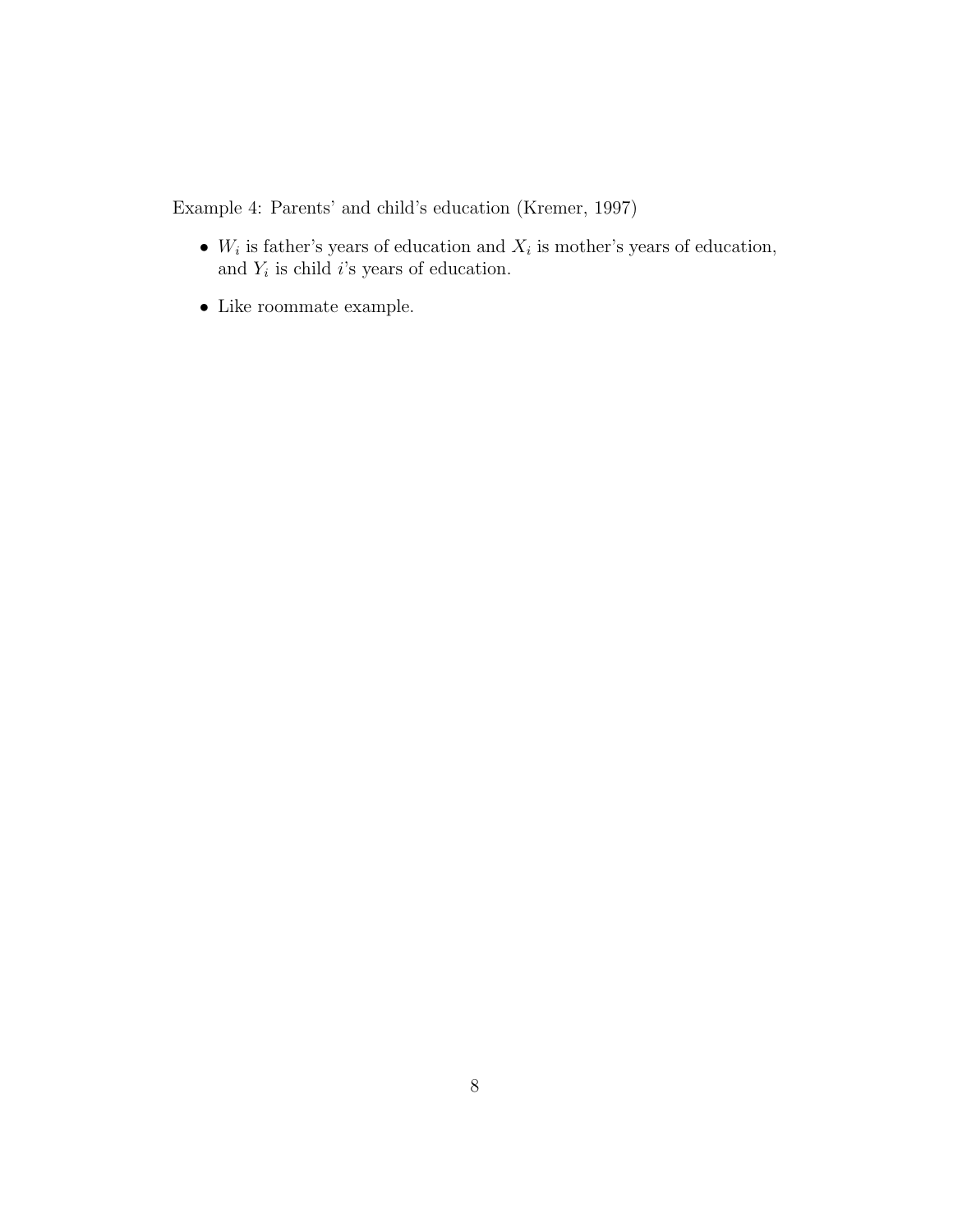Example 4: Parents' and child's education (Kremer, 1997)

- $W_i$ is father's years of education and $X_i$ is mother's years of education, and $Y_i$ is child $i$'s years of education.
- Like roommate example.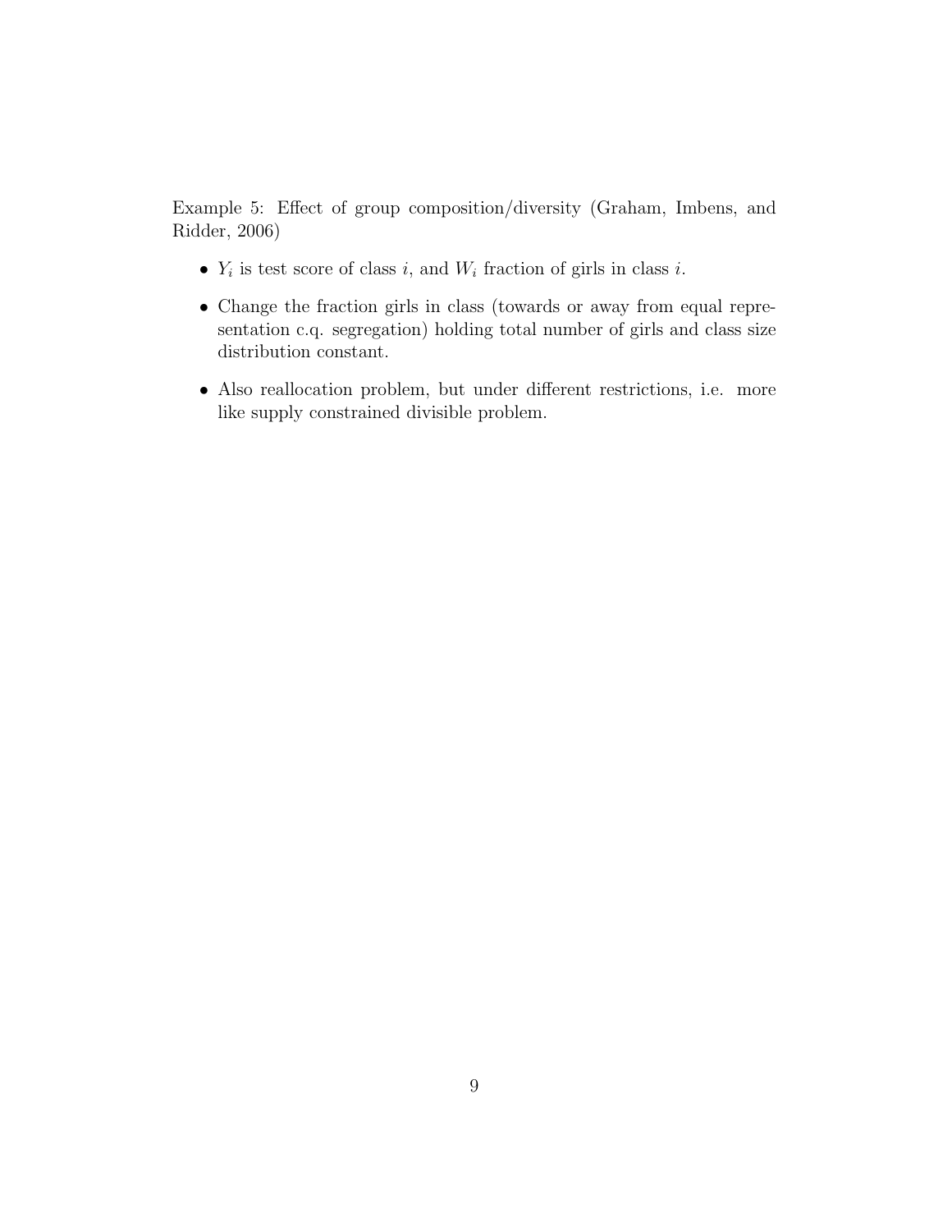Example 5: Effect of group composition/diversity (Graham, Imbens, and Ridder, 2006)

- $Y_i$ is test score of class $i$, and $W_i$ fraction of girls in class $i$.
- Change the fraction girls in class (towards or away from equal representation c.q. segregation) holding total number of girls and class size distribution constant.
- Also reallocation problem, but under different restrictions, i.e. more like supply constrained divisible problem.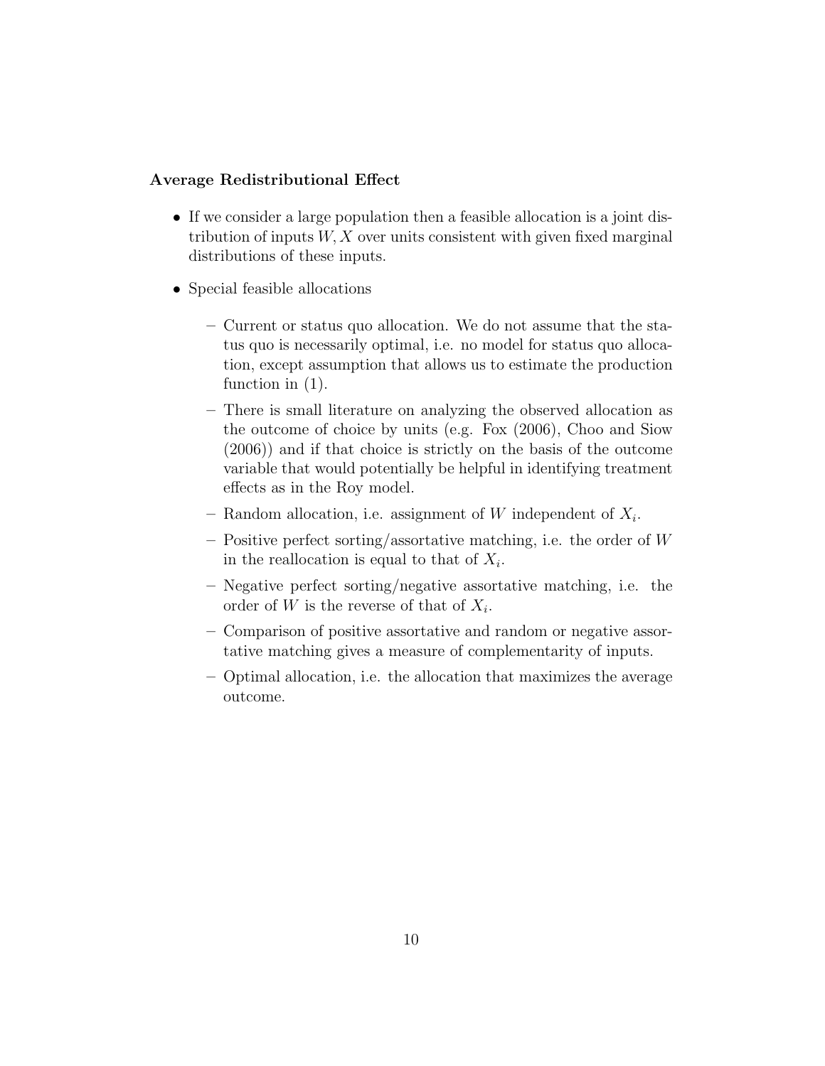**Average Redistributional Effect**

- If we consider a large population then a feasible allocation is a joint distribution of inputs $W, X$ over units consistent with given fixed marginal distributions of these inputs.
- Special feasible allocations
  - Current or status quo allocation. We do not assume that the status quo is necessarily optimal, i.e. no model for status quo allocation, except assumption that allows us to estimate the production function in (1).
  - There is small literature on analyzing the observed allocation as the outcome of choice by units (e.g. Fox (2006), Choo and Siow (2006)) and if that choice is strictly on the basis of the outcome variable that would potentially be helpful in identifying treatment effects as in the Roy model.
  - Random allocation, i.e. assignment of $W$ independent of $X_i$.
  - Positive perfect sorting/assortative matching, i.e. the order of $W$ in the reallocation is equal to that of $X_i$.
  - Negative perfect sorting/negative assortative matching, i.e. the order of $W$ is the reverse of that of $X_i$.
  - Comparison of positive assortative and random or negative assortative matching gives a measure of complementarity of inputs.
  - Optimal allocation, i.e. the allocation that maximizes the average outcome.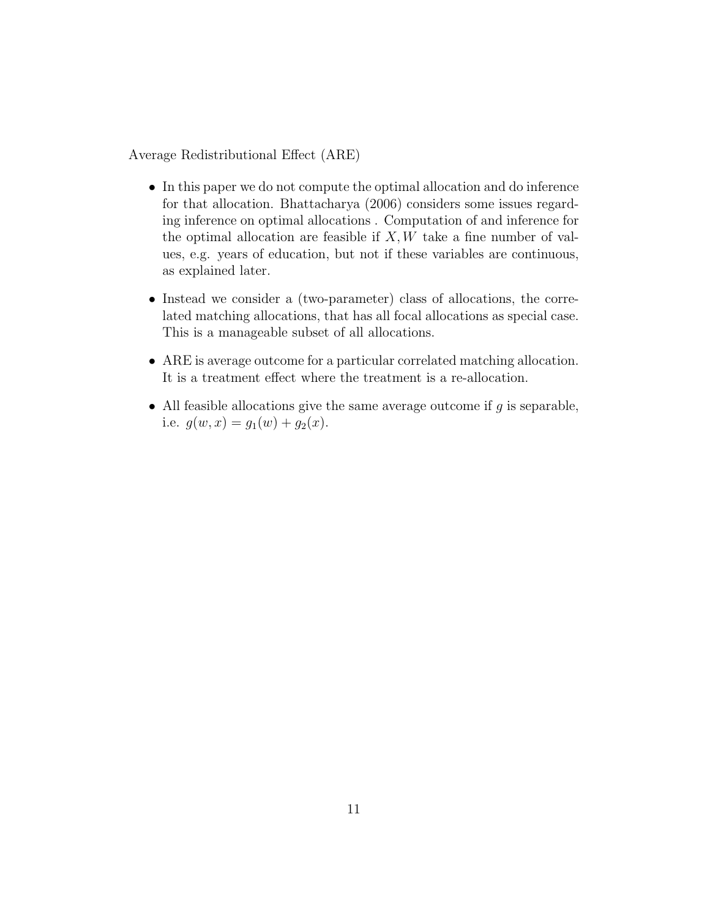Average Redistributional Effect (ARE)

- In this paper we do not compute the optimal allocation and do inference for that allocation. Bhattacharya (2006) considers some issues regarding inference on optimal allocations . Computation of and inference for the optimal allocation are feasible if $X, W$ take a fine number of values, e.g. years of education, but not if these variables are continuous, as explained later.
- Instead we consider a (two-parameter) class of allocations, the correlated matching allocations, that has all focal allocations as special case. This is a manageable subset of all allocations.
- ARE is average outcome for a particular correlated matching allocation. It is a treatment effect where the treatment is a re-allocation.
- All feasible allocations give the same average outcome if $g$ is separable, i.e. $g(w, x) = g_1(w) + g_2(x)$.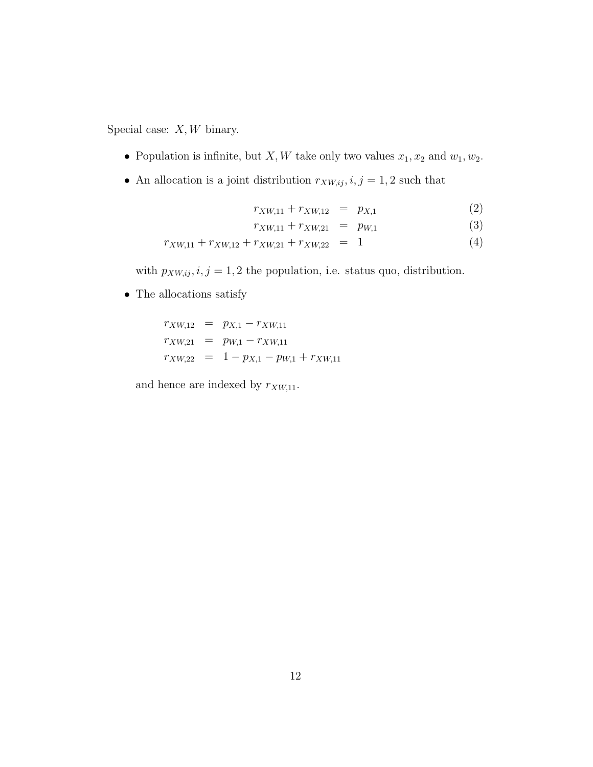Special case: $X, W$ binary.

- Population is infinite, but $X, W$ take only two values $x_1, x_2$ and $w_1, w_2$.
- An allocation is a joint distribution $r_{XW,ij}, i,j = 1,2$ such that

$$
\begin{aligned}
r_{XW,11} + r_{XW,12} &= p_{X,1} & (2) \\
r_{XW,11} + r_{XW,21} &= p_{W,1} & (3) \\
r_{XW,11} + r_{XW,12} + r_{XW,21} + r_{XW,22} &= 1 & (4)
\end{aligned}
$$

  with $p_{XW,ij}, i,j = 1,2$ the population, i.e. status quo, distribution.

- The allocations satisfy

$$
\begin{aligned}
r_{XW,12} &= p_{X,1} - r_{XW,11} \\
r_{XW,21} &= p_{W,1} - r_{XW,11} \\
r_{XW,22} &= 1 - p_{X,1} - p_{W,1} + r_{XW,11}
\end{aligned}
$$

  and hence are indexed by $r_{XW,11}$.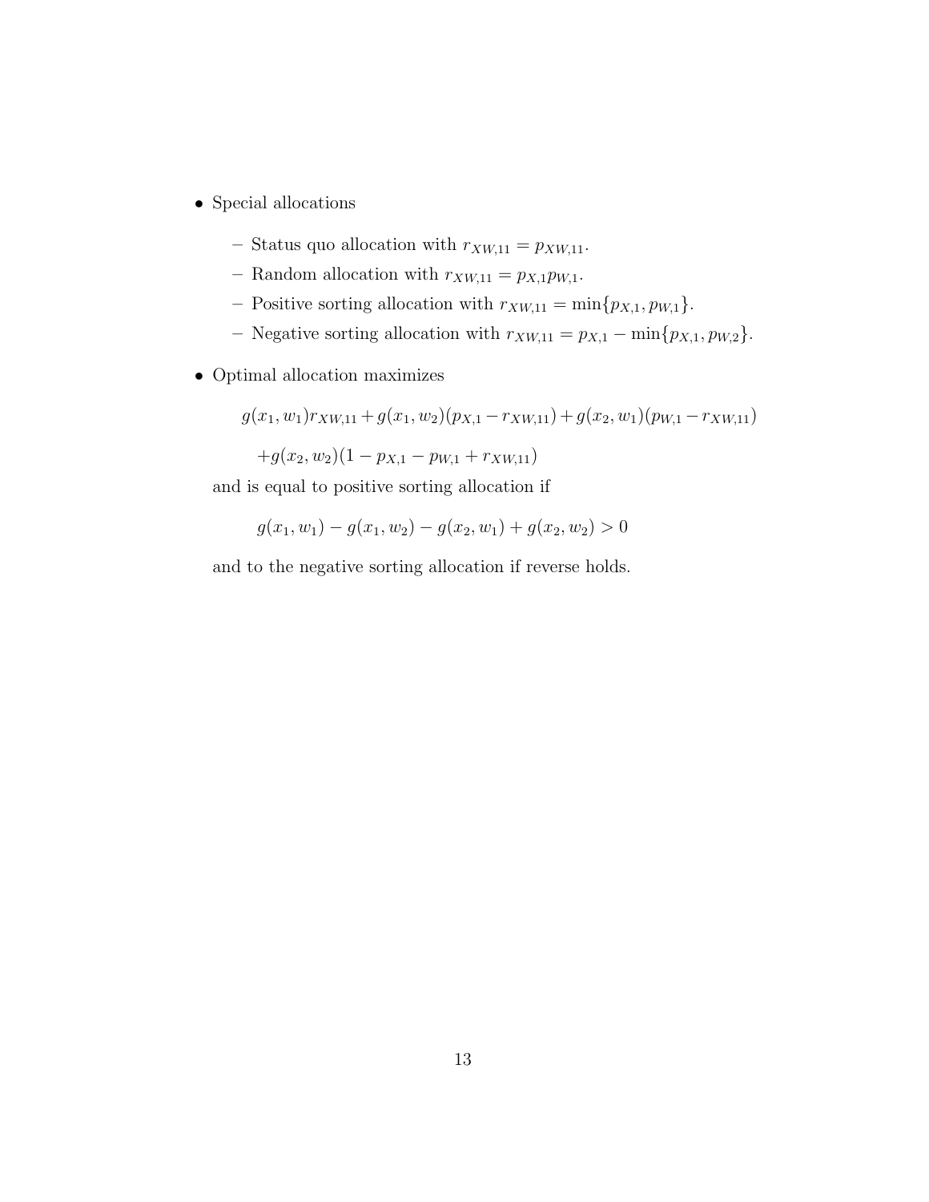- Special allocations
  - Status quo allocation with $r_{XW,11} = p_{XW,11}$.
  - Random allocation with $r_{XW,11} = p_{X,1} p_{W,1}$.
  - Positive sorting allocation with $r_{XW,11} = \min\{p_{X,1}, p_{W,1}\}$.
  - Negative sorting allocation with $r_{XW,11} = p_{X,1} - \min\{p_{X,1}, p_{W,2}\}$.

- Optimal allocation maximizes

$$g(x_1, w_1) r_{XW,11} + g(x_1, w_2)(p_{X,1} - r_{XW,11}) + g(x_2, w_1)(p_{W,1} - r_{XW,11})$$

$$+ g(x_2, w_2)(1 - p_{X,1} - p_{W,1} + r_{XW,11})$$

  and is equal to positive sorting allocation if

$$g(x_1, w_1) - g(x_1, w_2) - g(x_2, w_1) + g(x_2, w_2) > 0$$

  and to the negative sorting allocation if reverse holds.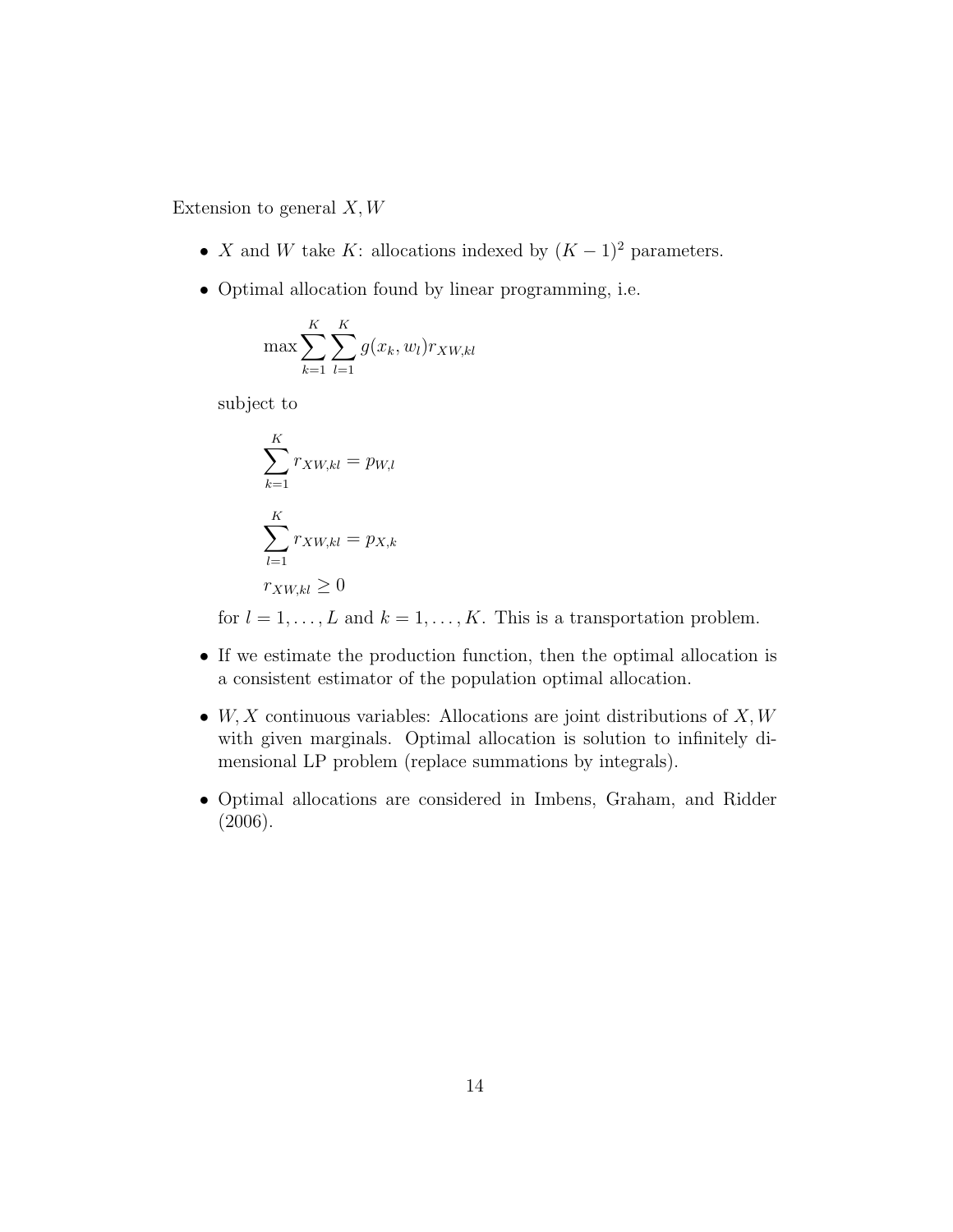Extension to general $X, W$

- $X$ and $W$ take $K$: allocations indexed by $(K-1)^2$ parameters.
- Optimal allocation found by linear programming, i.e.

  $$\max \sum_{k=1}^{K} \sum_{l=1}^{K} g(x_k, w_l) r_{XW,kl}$$

  subject to

  $$\sum_{k=1}^{K} r_{XW,kl} = p_{W,l}$$

  $$\sum_{l=1}^{K} r_{XW,kl} = p_{X,k}$$

  $$r_{XW,kl} \geq 0$$

  for $l = 1, \ldots, L$ and $k = 1, \ldots, K$. This is a transportation problem.

- If we estimate the production function, then the optimal allocation is a consistent estimator of the population optimal allocation.
- $W, X$ continuous variables: Allocations are joint distributions of $X, W$ with given marginals. Optimal allocation is solution to infinitely dimensional LP problem (replace summations by integrals).
- Optimal allocations are considered in Imbens, Graham, and Ridder (2006).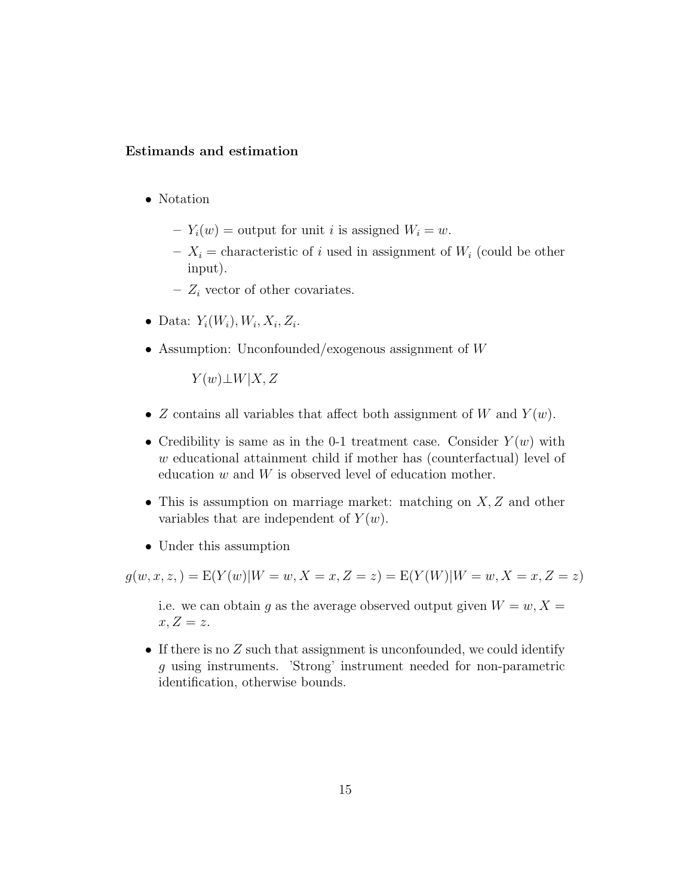**Estimands and estimation**

- Notation
  - $Y_i(w)$ = output for unit $i$ is assigned $W_i = w$.
  - $X_i$ = characteristic of $i$ used in assignment of $W_i$ (could be other input).
  - $Z_i$ vector of other covariates.
- Data: $Y_i(W_i), W_i, X_i, Z_i$.
- Assumption: Unconfounded/exogenous assignment of $W$

  $$Y(w) \perp W | X, Z$$

- $Z$ contains all variables that affect both assignment of $W$ and $Y(w)$.
- Credibility is same as in the 0-1 treatment case. Consider $Y(w)$ with $w$ educational attainment child if mother has (counterfactual) level of education $w$ and $W$ is observed level of education mother.
- This is assumption on marriage market: matching on $X, Z$ and other variables that are independent of $Y(w)$.
- Under this assumption

$$g(w, x, z, ) = \mathrm{E}(Y(w)|W = w, X = x, Z = z) = \mathrm{E}(Y(W)|W = w, X = x, Z = z)$$

  i.e. we can obtain $g$ as the average observed output given $W = w, X = x, Z = z$.

- If there is no $Z$ such that assignment is unconfounded, we could identify $g$ using instruments. 'Strong' instrument needed for non-parametric identification, otherwise bounds.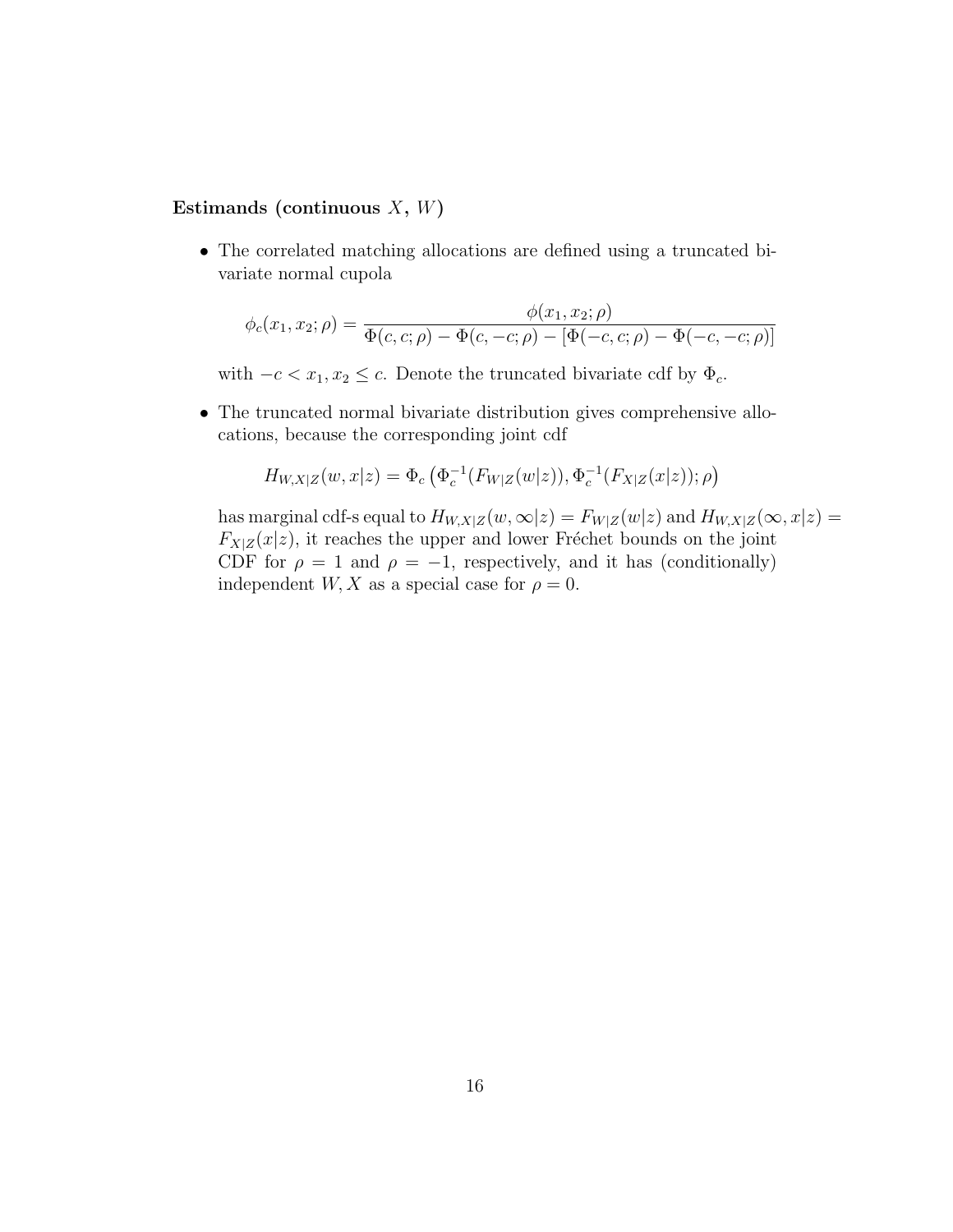**Estimands (continuous $X$, $W$)**

- The correlated matching allocations are defined using a truncated bivariate normal cupola

$$\phi_c(x_1, x_2; \rho) = \frac{\phi(x_1, x_2; \rho)}{\Phi(c, c; \rho) - \Phi(c, -c; \rho) - [\Phi(-c, c; \rho) - \Phi(-c, -c; \rho)]}$$

  with $-c < x_1, x_2 \leq c$. Denote the truncated bivariate cdf by $\Phi_c$.

- The truncated normal bivariate distribution gives comprehensive allocations, because the corresponding joint cdf

$$H_{W,X|Z}(w, x|z) = \Phi_c\left(\Phi_c^{-1}(F_{W|Z}(w|z)), \Phi_c^{-1}(F_{X|Z}(x|z)); \rho\right)$$

  has marginal cdf-s equal to $H_{W,X|Z}(w, \infty|z) = F_{W|Z}(w|z)$ and $H_{W,X|Z}(\infty, x|z) = F_{X|Z}(x|z)$, it reaches the upper and lower Fréchet bounds on the joint CDF for $\rho = 1$ and $\rho = -1$, respectively, and it has (conditionally) independent $W, X$ as a special case for $\rho = 0$.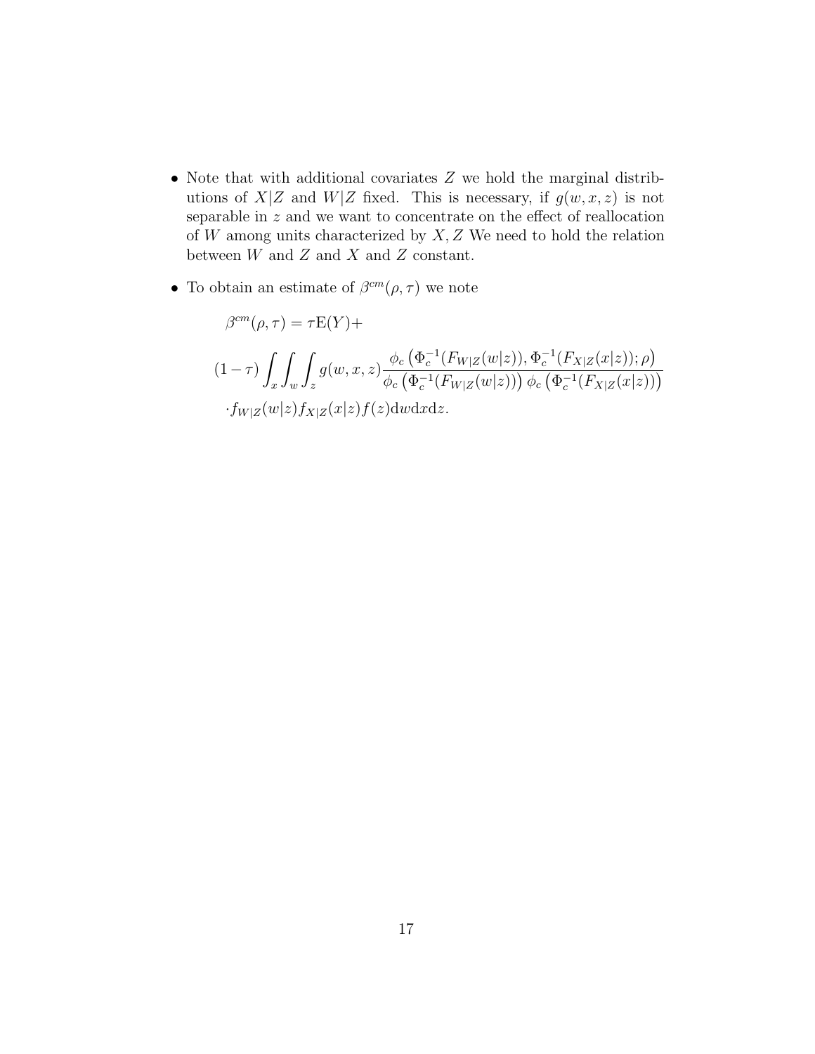- Note that with additional covariates $Z$ we hold the marginal distributions of $X|Z$ and $W|Z$ fixed. This is necessary, if $g(w,x,z)$ is not separable in $z$ and we want to concentrate on the effect of reallocation of $W$ among units characterized by $X, Z$ We need to hold the relation between $W$ and $Z$ and $X$ and $Z$ constant.

- To obtain an estimate of $\beta^{cm}(\rho,\tau)$ we note

$$
\begin{aligned}
&\beta^{cm}(\rho,\tau) = \tau \mathrm{E}(Y) + \\
&(1-\tau)\int_x \int_w \int_z g(w,x,z) \frac{\phi_c\left(\Phi_c^{-1}(F_{W|Z}(w|z)), \Phi_c^{-1}(F_{X|Z}(x|z)); \rho\right)}{\phi_c\left(\Phi_c^{-1}(F_{W|Z}(w|z))\right)\phi_c\left(\Phi_c^{-1}(F_{X|Z}(x|z))\right)} \\
&\cdot f_{W|Z}(w|z) f_{X|Z}(x|z) f(z) \mathrm{d}w \mathrm{d}x \mathrm{d}z.
\end{aligned}
$$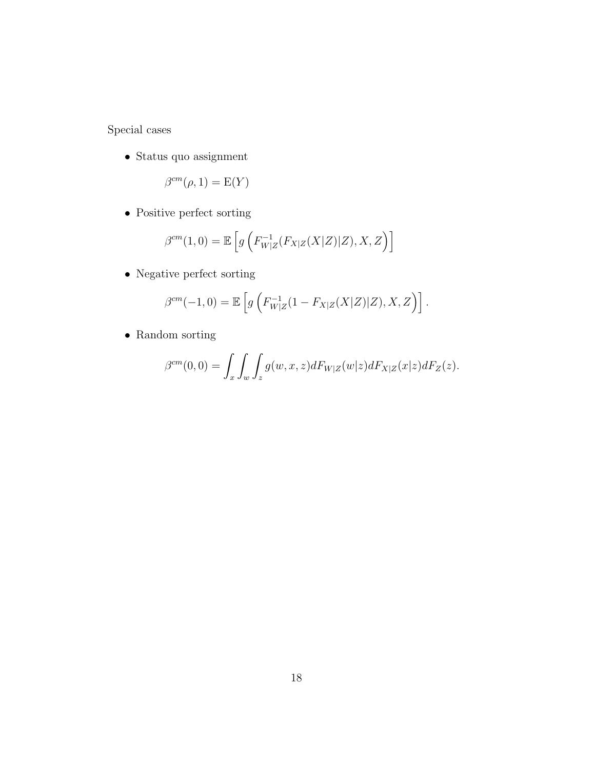Special cases

- Status quo assignment

$$\beta^{cm}(\rho, 1) = \mathrm{E}(Y)$$

- Positive perfect sorting

$$\beta^{cm}(1, 0) = \mathbb{E}\left[g\left(F^{-1}_{W|Z}(F_{X|Z}(X|Z)|Z), X, Z\right)\right]$$

- Negative perfect sorting

$$\beta^{cm}(-1, 0) = \mathbb{E}\left[g\left(F^{-1}_{W|Z}(1 - F_{X|Z}(X|Z)|Z), X, Z\right)\right].$$

- Random sorting

$$\beta^{cm}(0, 0) = \int_x \int_w \int_z g(w, x, z) dF_{W|Z}(w|z) dF_{X|Z}(x|z) dF_Z(z).$$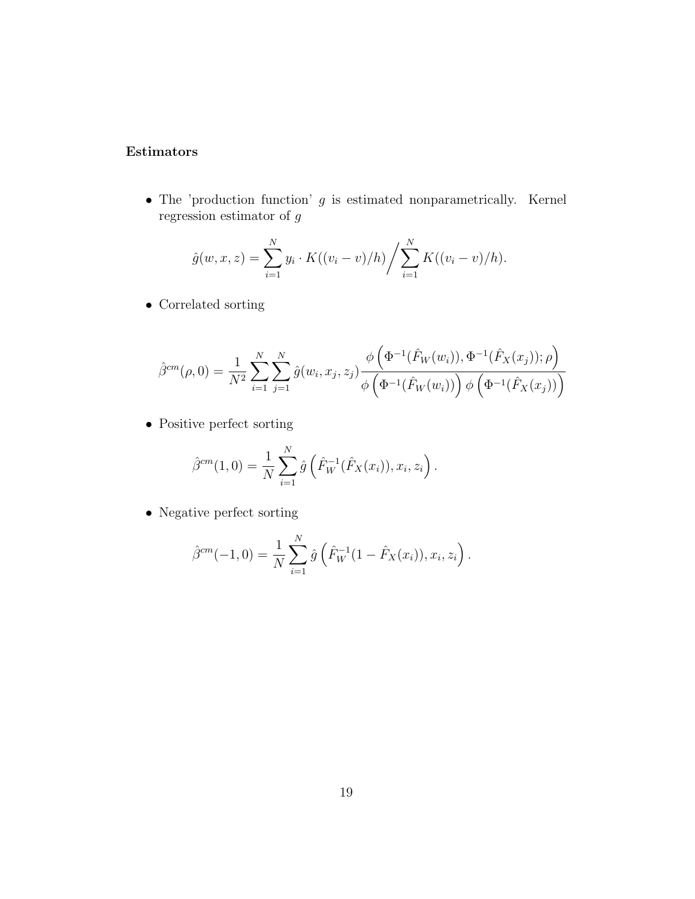**Estimators**

- The 'production function' $g$ is estimated nonparametrically. Kernel regression estimator of $g$

$$\hat{g}(w,x,z) = \sum_{i=1}^{N} y_i \cdot K((v_i - v)/h) \Big/ \sum_{i=1}^{N} K((v_i - v)/h).$$

- Correlated sorting

$$\hat{\beta}^{cm}(\rho, 0) = \frac{1}{N^2} \sum_{i=1}^{N} \sum_{j=1}^{N} \hat{g}(w_i, x_j, z_j) \frac{\phi\left(\Phi^{-1}(\hat{F}_W(w_i)), \Phi^{-1}(\hat{F}_X(x_j)); \rho\right)}{\phi\left(\Phi^{-1}(\hat{F}_W(w_i))\right) \phi\left(\Phi^{-1}(\hat{F}_X(x_j))\right)}$$

- Positive perfect sorting

$$\hat{\beta}^{cm}(1,0) = \frac{1}{N} \sum_{i=1}^{N} \hat{g}\left(\hat{F}_W^{-1}(\hat{F}_X(x_i)), x_i, z_i\right).$$

- Negative perfect sorting

$$\hat{\beta}^{cm}(-1,0) = \frac{1}{N} \sum_{i=1}^{N} \hat{g}\left(\hat{F}_W^{-1}(1 - \hat{F}_X(x_i)), x_i, z_i\right).$$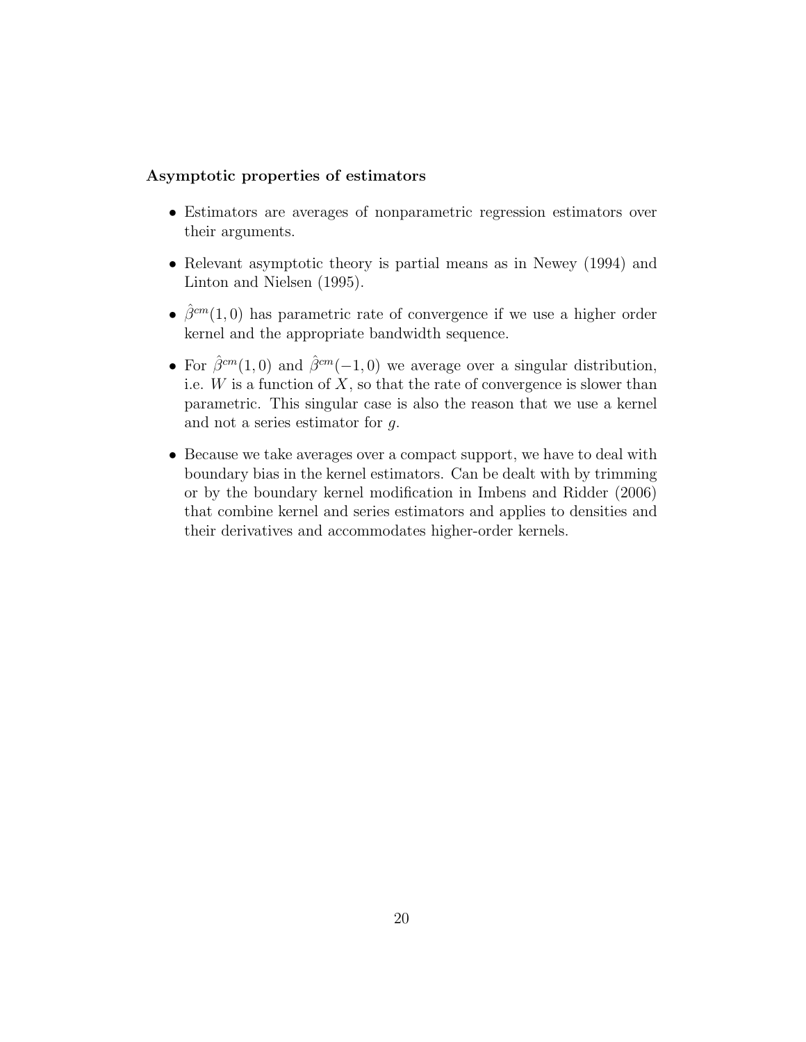**Asymptotic properties of estimators**

- Estimators are averages of nonparametric regression estimators over their arguments.
- Relevant asymptotic theory is partial means as in Newey (1994) and Linton and Nielsen (1995).
- $\hat{\beta}^{cm}(1,0)$ has parametric rate of convergence if we use a higher order kernel and the appropriate bandwidth sequence.
- For $\hat{\beta}^{cm}(1,0)$ and $\hat{\beta}^{cm}(-1,0)$ we average over a singular distribution, i.e. $W$ is a function of $X$, so that the rate of convergence is slower than parametric. This singular case is also the reason that we use a kernel and not a series estimator for $g$.
- Because we take averages over a compact support, we have to deal with boundary bias in the kernel estimators. Can be dealt with by trimming or by the boundary kernel modification in Imbens and Ridder (2006) that combine kernel and series estimators and applies to densities and their derivatives and accommodates higher-order kernels.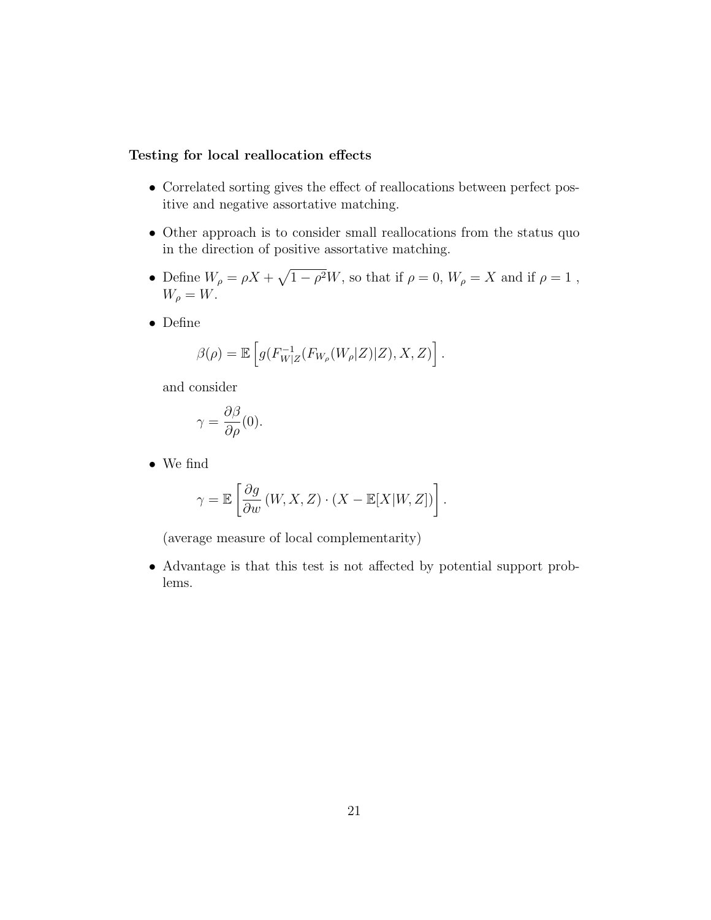**Testing for local reallocation effects**

- Correlated sorting gives the effect of reallocations between perfect positive and negative assortative matching.
- Other approach is to consider small reallocations from the status quo in the direction of positive assortative matching.
- Define $W_\rho = \rho X + \sqrt{1-\rho^2} W$, so that if $\rho = 0$, $W_\rho = X$ and if $\rho = 1$ , $W_\rho = W$.
- Define

  $$\beta(\rho) = \mathbb{E}\left[ g(F^{-1}_{W|Z}(F_{W_\rho}(W_\rho|Z)|Z), X, Z) \right].$$

  and consider

  $$\gamma = \frac{\partial \beta}{\partial \rho}(0).$$

- We find

  $$\gamma = \mathbb{E}\left[ \frac{\partial g}{\partial w}(W, X, Z) \cdot (X - \mathbb{E}[X|W, Z]) \right].$$

  (average measure of local complementarity)

- Advantage is that this test is not affected by potential support problems.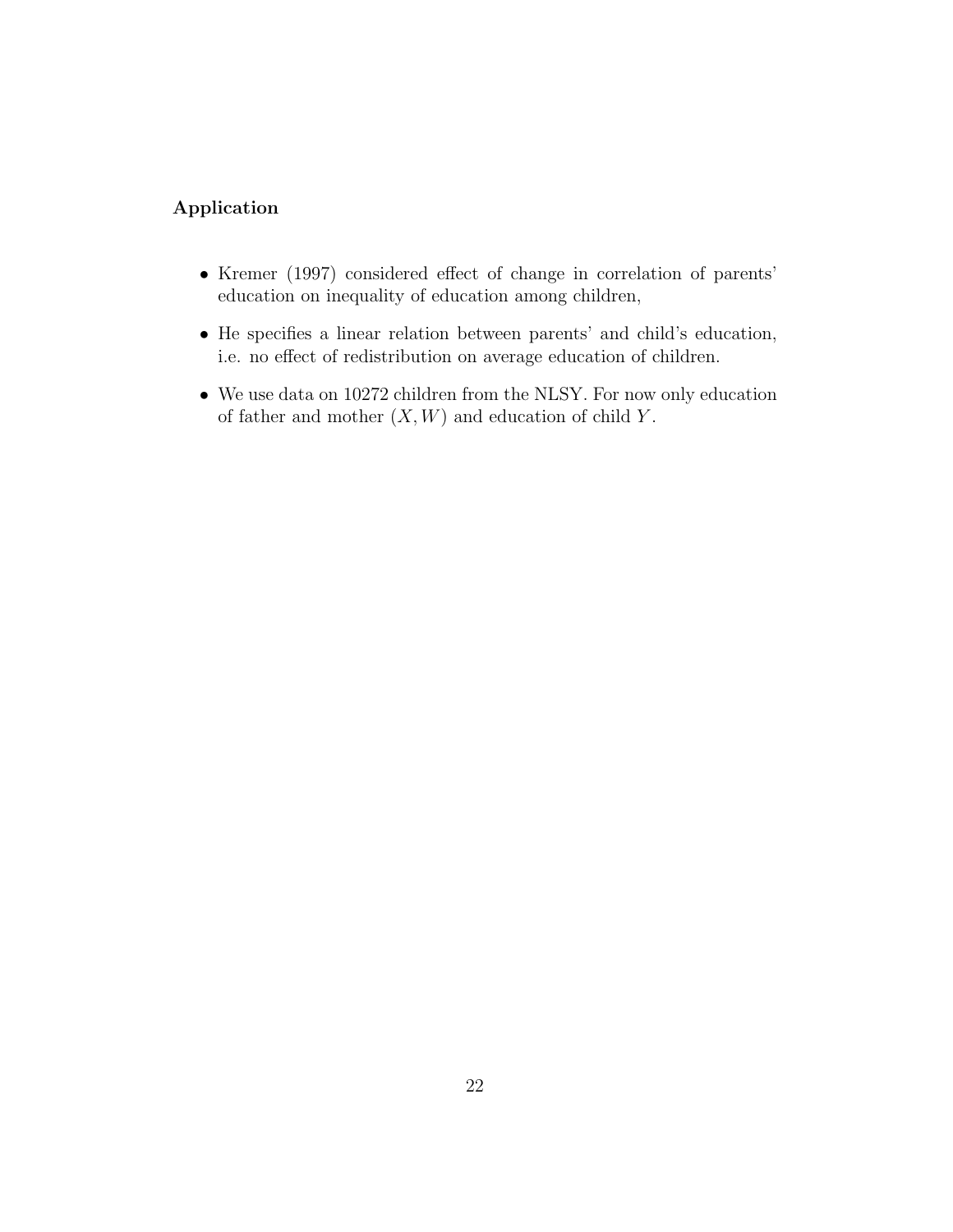**Application**

- Kremer (1997) considered effect of change in correlation of parents' education on inequality of education among children,
- He specifies a linear relation between parents' and child's education, i.e. no effect of redistribution on average education of children.
- We use data on 10272 children from the NLSY. For now only education of father and mother $(X, W)$ and education of child $Y$.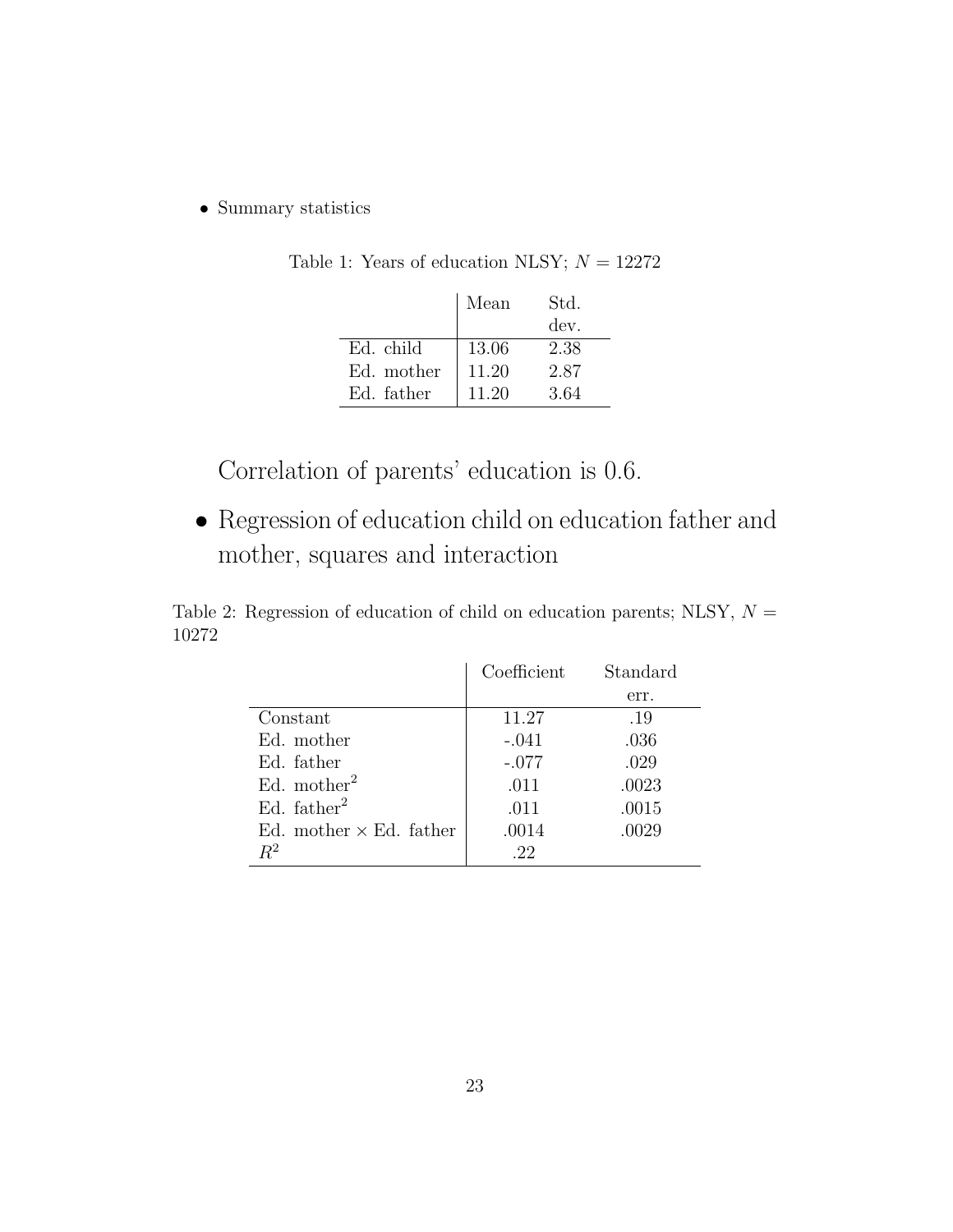- Summary statistics

Table 1: Years of education NLSY; $N = 12272$

| | Mean | Std. dev. |
|---|---|---|
| Ed. child | 13.06 | 2.38 |
| Ed. mother | 11.20 | 2.87 |
| Ed. father | 11.20 | 3.64 |

Correlation of parents' education is 0.6.

- Regression of education child on education father and mother, squares and interaction

Table 2: Regression of education of child on education parents; NLSY, $N = 10272$

| | Coefficient | Standard err. |
|---|---|---|
| Constant | 11.27 | .19 |
| Ed. mother | -.041 | .036 |
| Ed. father | -.077 | .029 |
| Ed. mother$^2$ | .011 | .0023 |
| Ed. father$^2$ | .011 | .0015 |
| Ed. mother $\times$ Ed. father | .0014 | .0029 |
| $R^2$ | .22 | |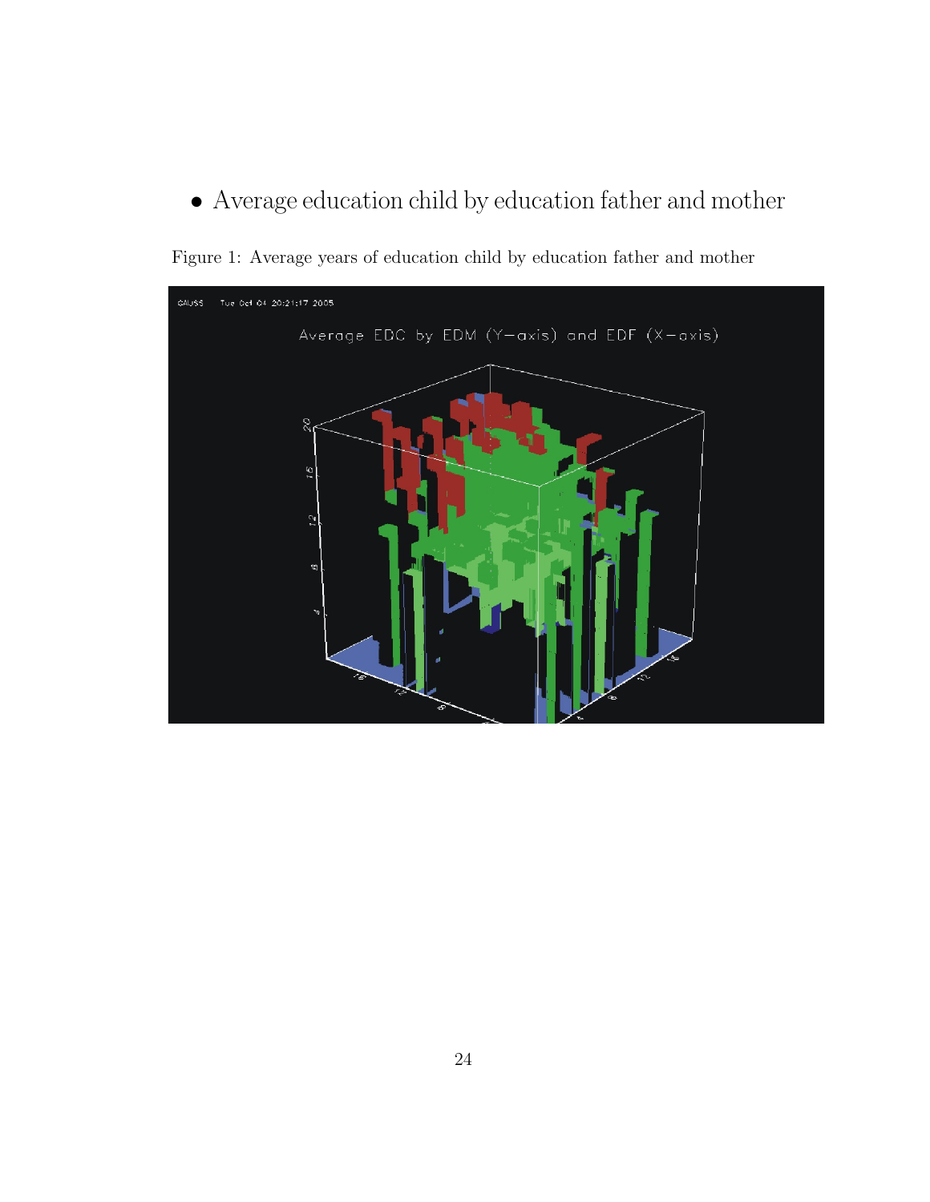- Average education child by education father and mother

Figure 1: Average years of education child by education father and mother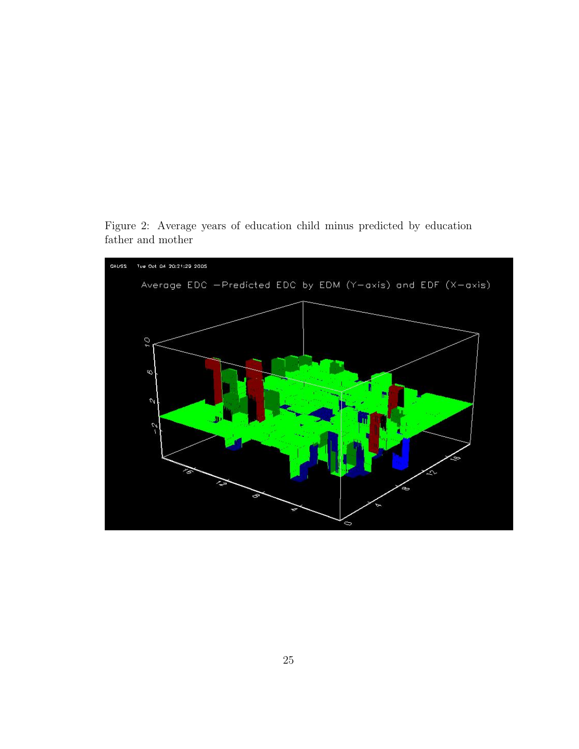Figure 2: Average years of education child minus predicted by education father and mother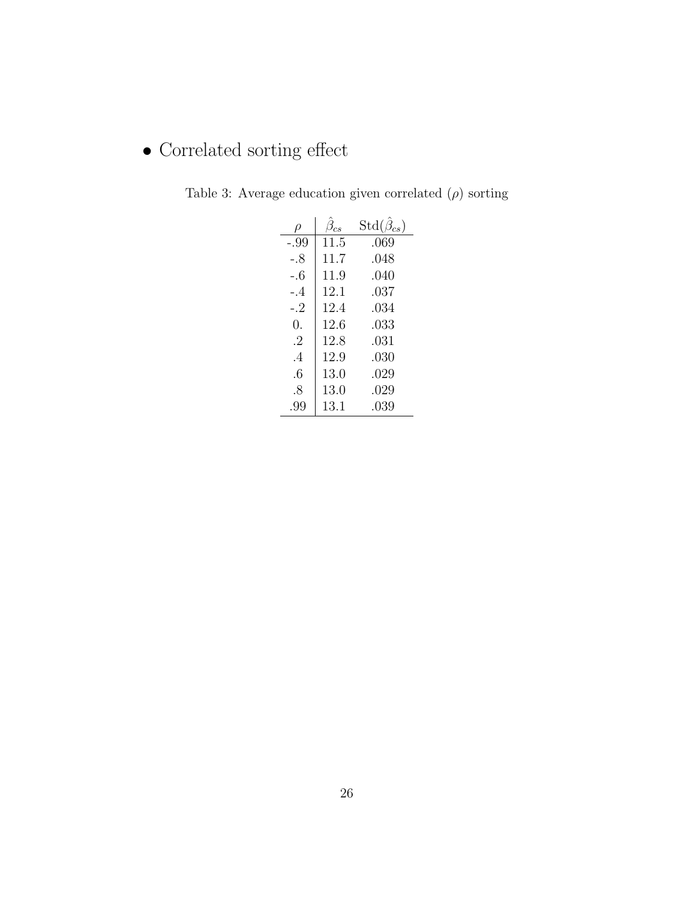- Correlated sorting effect

Table 3: Average education given correlated ($\rho$) sorting

| $\rho$ | $\hat{\beta}_{cs}$ | Std($\hat{\beta}_{cs}$) |
|---|---|---|
| -.99 | 11.5 | .069 |
| -.8 | 11.7 | .048 |
| -.6 | 11.9 | .040 |
| -.4 | 12.1 | .037 |
| -.2 | 12.4 | .034 |
| 0. | 12.6 | .033 |
| .2 | 12.8 | .031 |
| .4 | 12.9 | .030 |
| .6 | 13.0 | .029 |
| .8 | 13.0 | .029 |
| .99 | 13.1 | .039 |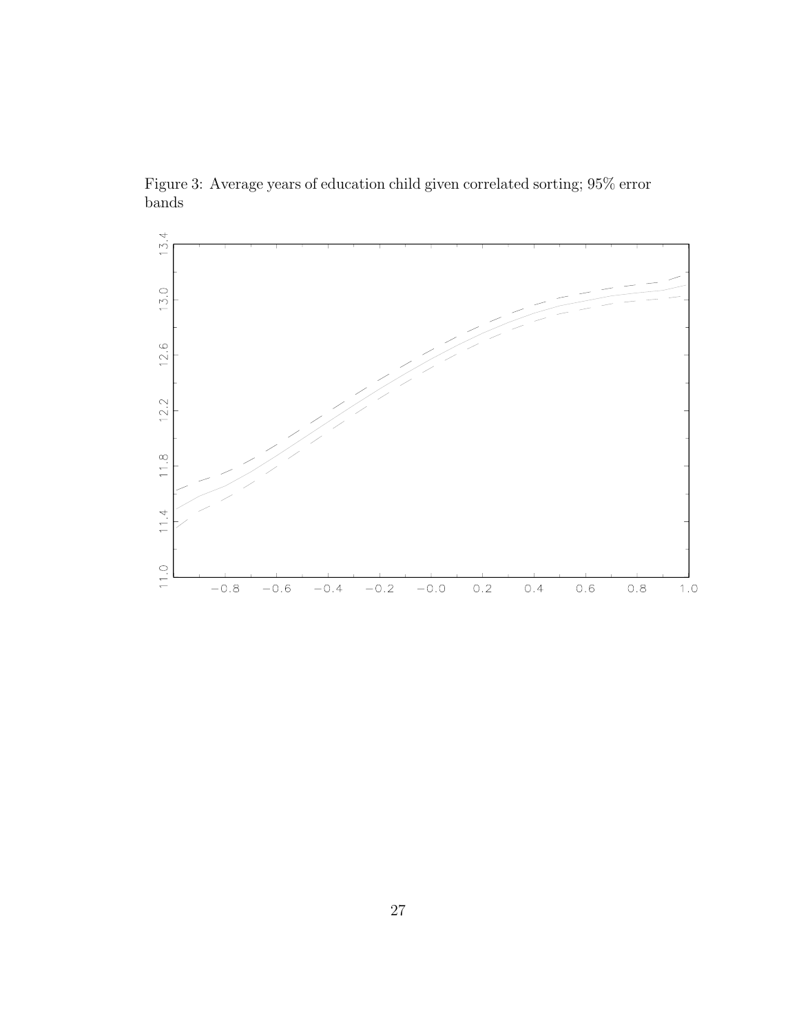Figure 3: Average years of education child given correlated sorting; 95% error bands

13.4
13.0
12.6
12.2
11.8
11.4
11.0

−0.8 −0.6 −0.4 −0.2 −0.0 0.2 0.4 0.6 0.8 1.0